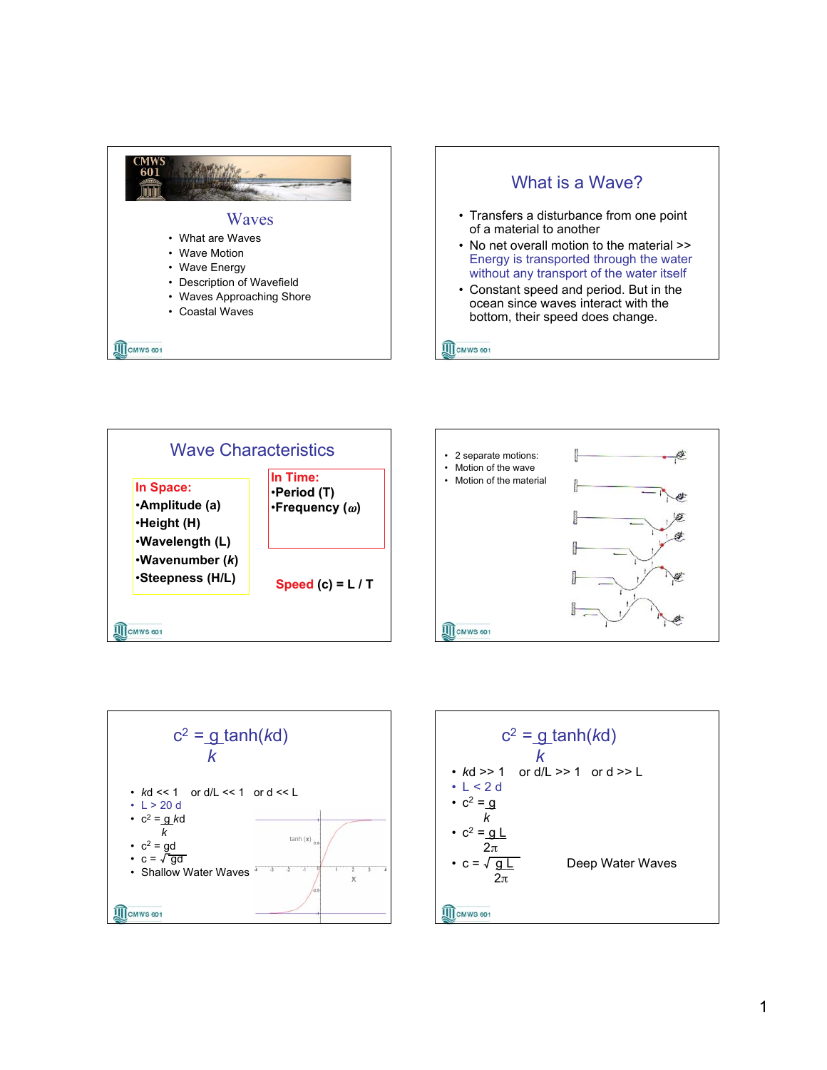# Waves

- What are Waves
- Wave Motion
- Wave Energy
- Description of Wavefield
- Waves Approaching Shore
- Coastal Waves

## What is a Wave?

- Transfers a disturbance from one point of a material to another
- No net overall motion to the material >> Energy is transported through the water without any transport of the water itself
- Constant speed and period. But in the ocean since waves interact with the bottom, their speed does change.

## Wave Characteristics

**In Space:**
- **Amplitude (a)**
- **Height (H)**
- **Wavelength (L)**
- **Wavenumber (*k*)**
- **Steepness (H/L)**

**In Time:**
- **Period (T)**
- **Frequency ($\omega$)**

**Speed (c) = L / T**

---

- 2 separate motions:
- Motion of the wave
- Motion of the material

---

## $c^2 = \frac{g}{k} \tanh(kd)$

- $kd \ll 1$ or $d/L \ll 1$ or $d \ll L$
- $L > 20\,d$
- $c^2 = \frac{g}{k} kd$
- $c^2 = gd$
- $c = \sqrt{gd}$
- Shallow Water Waves

---

## $c^2 = \frac{g}{k} \tanh(kd)$

- $kd \gg 1$ or $d/L \gg 1$ or $d \gg L$
- $L < 2\,d$
- $c^2 = \frac{g}{k}$
- $c^2 = \frac{gL}{2\pi}$
- $c = \sqrt{\frac{gL}{2\pi}}$ Deep Water Waves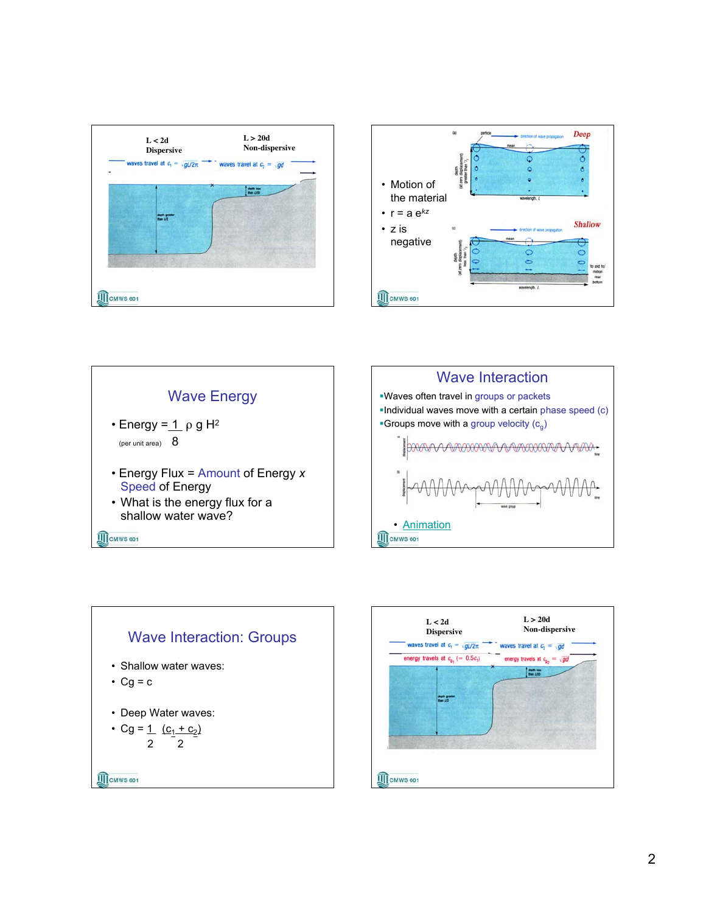L < 2d
Dispersive

L > 20d
Non-dispersive

waves travel at $c_1 = \sqrt{gL/2\pi}$

waves travel at $c_1 = \sqrt{gd}$

depth less than L/20

depth greater than L/2

---

- Motion of the material
- $r = a\,e^{kz}$
- z is negative

Deep

Shallow

---

## Wave Energy

- Energy = $\frac{1}{8} \rho g H^2$ (per unit area)
- Energy Flux = Amount of Energy x Speed of Energy
- What is the energy flux for a shallow water wave?

---

## Wave Interaction

- Waves often travel in groups or packets
- Individual waves move with a certain phase speed (c)
- Groups move with a group velocity ($c_g$)

wave group

- Animation

---

## Wave Interaction: Groups

- Shallow water waves:
- Cg = c
- Deep Water waves:
- $Cg = \frac{1}{2} \frac{(c_1 + c_2)}{2}$

---

L < 2d
Dispersive

L > 20d
Non-dispersive

waves travel at $c_1 = \sqrt{gL/2\pi}$

energy travels at $c_{g_1}$ (= $0.5c_1$)

waves travel at $c_1 = \sqrt{gd}$

energy travels at $c_{g_2} = \sqrt{gd}$

depth less than L/20

depth greater than L/2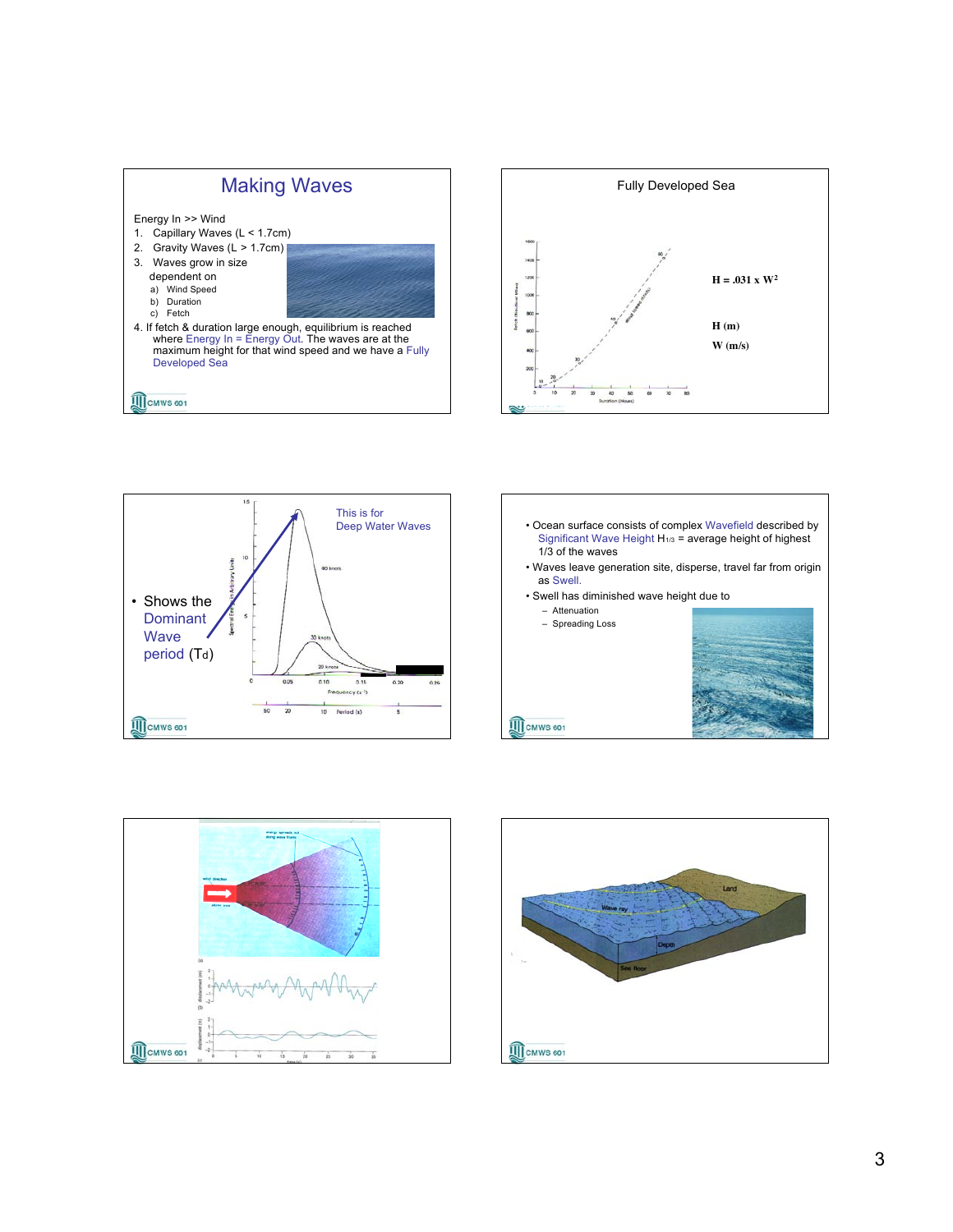# Making Waves

Energy In >> Wind

1. Capillary Waves (L < 1.7cm)
2. Gravity Waves (L > 1.7cm)
3. Waves grow in size dependent on
   a) Wind Speed
   b) Duration
   c) Fetch
4. If fetch & duration large enough, equilibrium is reached where Energy In = Energy Out. The waves are at the maximum height for that wind speed and we have a Fully Developed Sea

## Fully Developed Sea

$H = .031 \times W^2$

H (m)

W (m/s)

---

- Shows the Dominant Wave period ($T_d$)

This is for Deep Water Waves

---

- Ocean surface consists of complex Wavefield described by Significant Wave Height $H_{1/3}$ = average height of highest 1/3 of the waves
- Waves leave generation site, disperse, travel far from origin as Swell.
- Swell has diminished wave height due to
  - Attenuation
  - Spreading Loss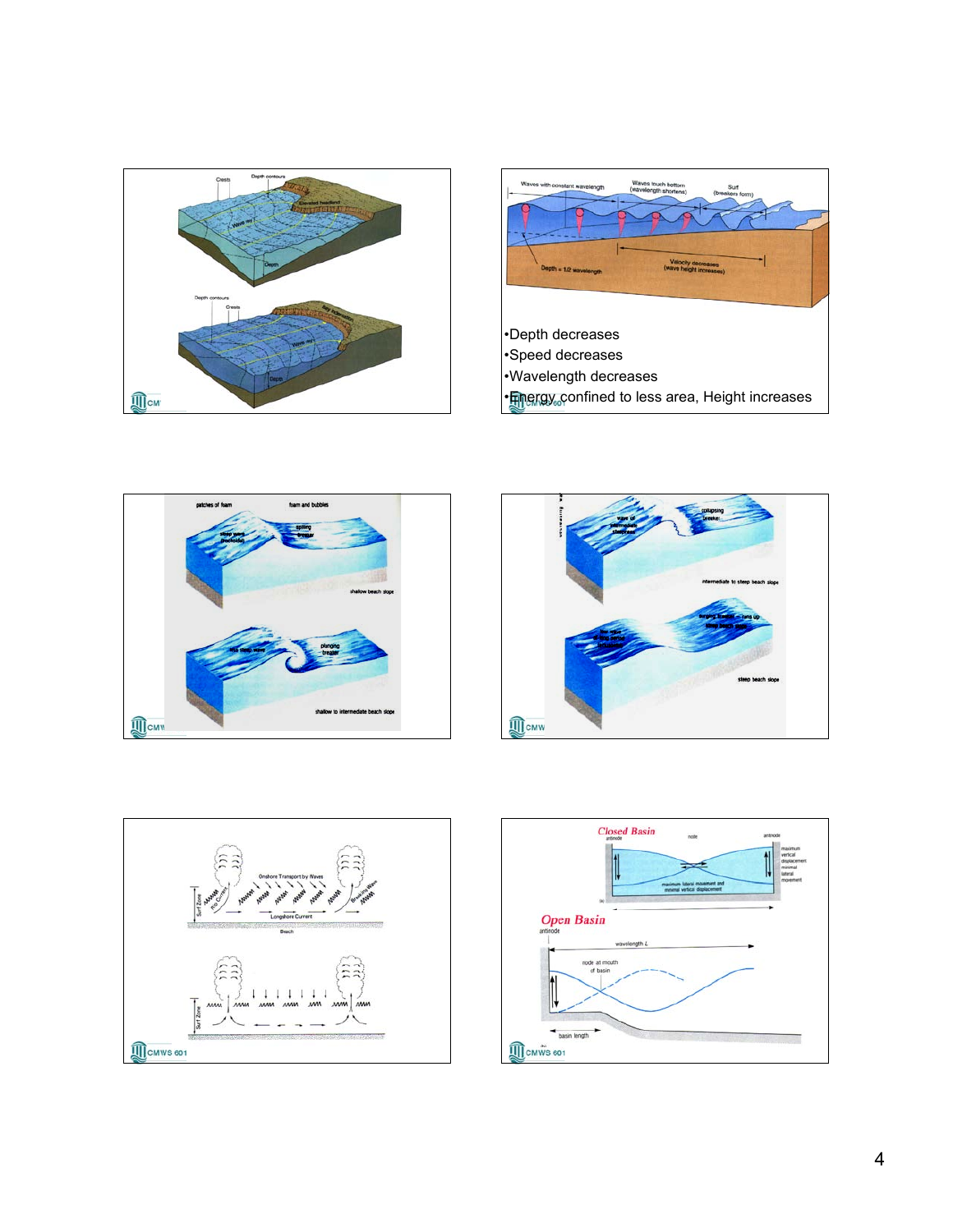•Depth decreases
•Speed decreases
•Wavelength decreases
•Energy confined to less area, Height increases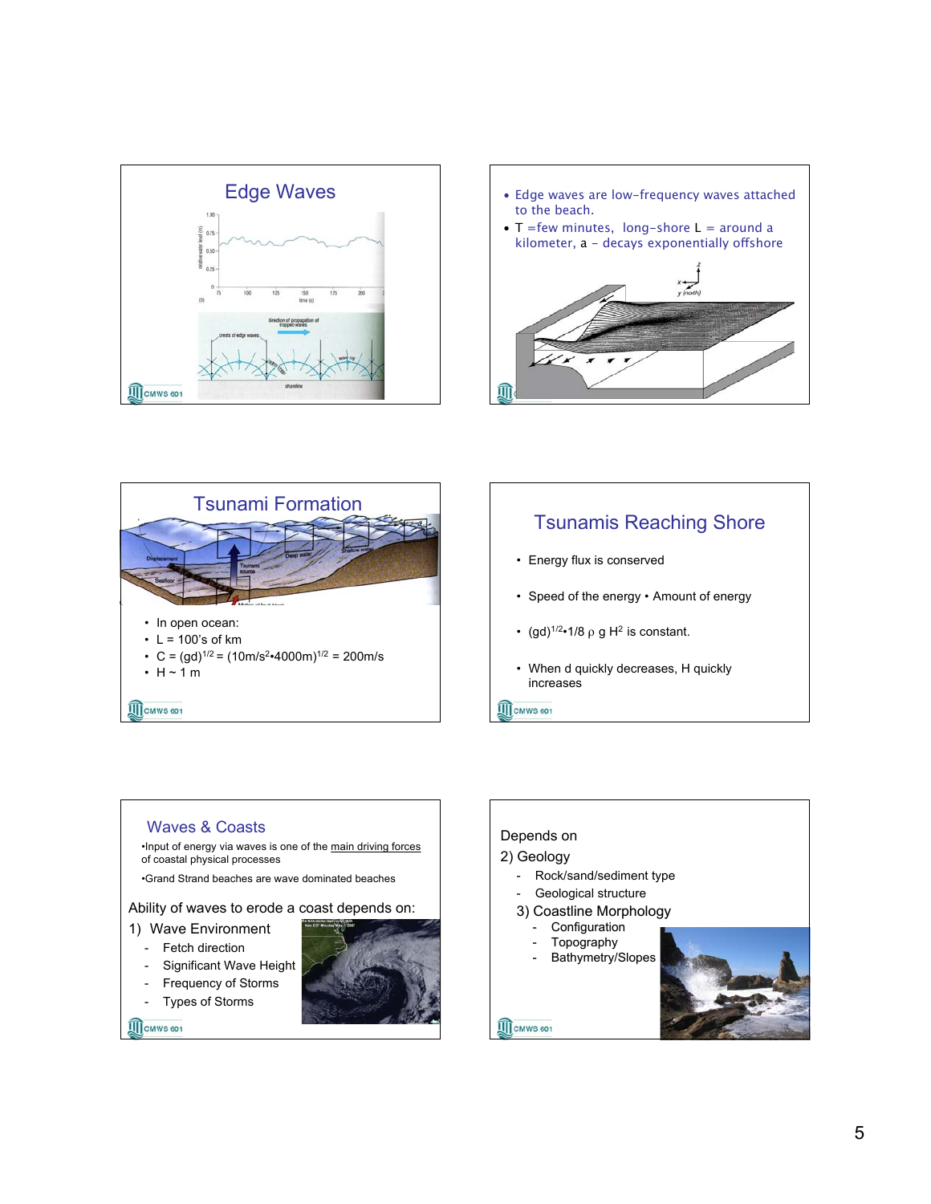## Edge Waves

relative water level (m)

1.00

0.75

0.50

0.25

0

75 100 125 150 175 200

time (s)

direction of propagation of trapped waves

crests of edge waves

wave ray

shoreline

- Edge waves are low-frequency waves attached to the beach.
- T =few minutes, long-shore L = around a kilometer, a - decays exponentially offshore

z

x

y (north)

## Tsunami Formation

Displacement

Tsunami source

Seafloor

Deep water

Shallow water

- In open ocean:
- L = 100's of km
- $C = (gd)^{1/2} = (10\text{m/s}^2 \cdot 4000\text{m})^{1/2} = 200\text{m/s}$
- H ~ 1 m

## Tsunamis Reaching Shore

- Energy flux is conserved
- Speed of the energy • Amount of energy
- $(gd)^{1/2} \cdot 1/8\ \rho\ g\ H^2$ is constant.
- When d quickly decreases, H quickly increases

## Waves & Coasts

- Input of energy via waves is one of the main driving forces of coastal physical processes
- Grand Strand beaches are wave dominated beaches

Ability of waves to erode a coast depends on:

1) Wave Environment
   - Fetch direction
   - Significant Wave Height
   - Frequency of Storms
   - Types of Storms

Depends on

2) Geology
   - Rock/sand/sediment type
   - Geological structure
3) Coastline Morphology
   - Configuration
   - Topography
   - Bathymetry/Slopes